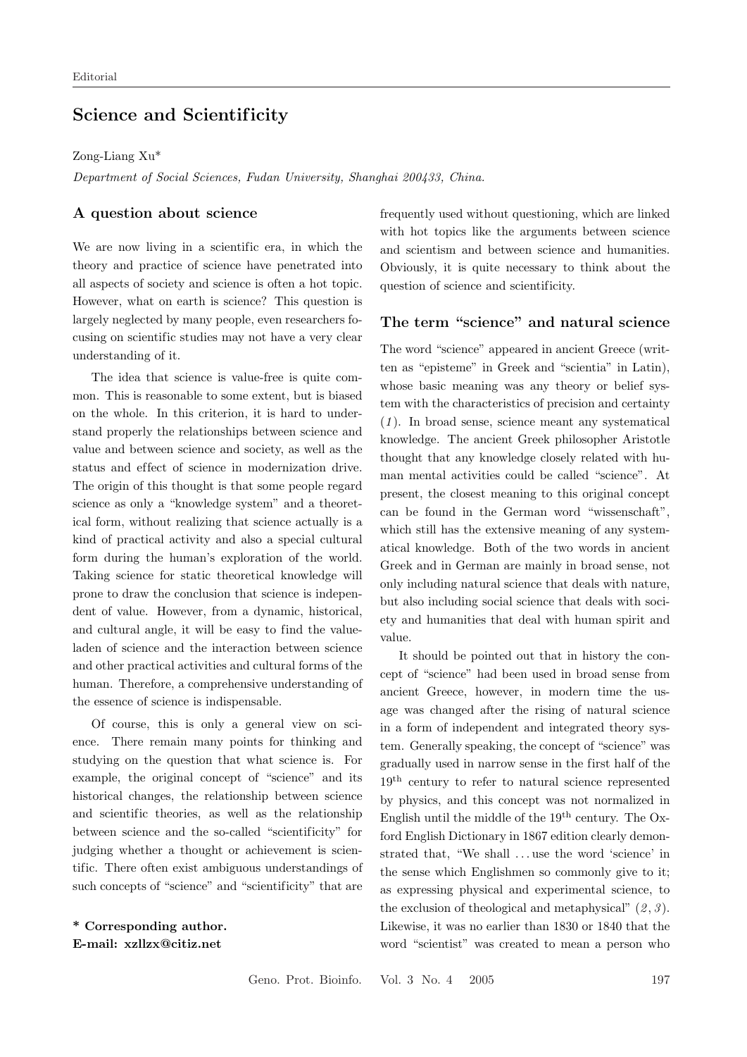Editorial

# Science and Scientificity

Zong-Liang Xu*

*Department of Social Sciences, Fudan University, Shanghai 200433, China.*

## A question about science

We are now living in a scientific era, in which the theory and practice of science have penetrated into all aspects of society and science is often a hot topic. However, what on earth is science? This question is largely neglected by many people, even researchers focusing on scientific studies may not have a very clear understanding of it.

The idea that science is value-free is quite common. This is reasonable to some extent, but is biased on the whole. In this criterion, it is hard to understand properly the relationships between science and value and between science and society, as well as the status and effect of science in modernization drive. The origin of this thought is that some people regard science as only a "knowledge system" and a theoretical form, without realizing that science actually is a kind of practical activity and also a special cultural form during the human's exploration of the world. Taking science for static theoretical knowledge will prone to draw the conclusion that science is independent of value. However, from a dynamic, historical, and cultural angle, it will be easy to find the value-laden of science and the interaction between science and other practical activities and cultural forms of the human. Therefore, a comprehensive understanding of the essence of science is indispensable.

Of course, this is only a general view on science. There remain many points for thinking and studying on the question that what science is. For example, the original concept of "science" and its historical changes, the relationship between science and scientific theories, as well as the relationship between science and the so-called "scientificity" for judging whether a thought or achievement is scientific. There often exist ambiguous understandings of such concepts of "science" and "scientificity" that are frequently used without questioning, which are linked with hot topics like the arguments between science and scientism and between science and humanities. Obviously, it is quite necessary to think about the question of science and scientificity.

**\* Corresponding author.**
**E-mail: xzllzx@citiz.net**

## The term "science" and natural science

The word "science" appeared in ancient Greece (written as "episteme" in Greek and "scientia" in Latin), whose basic meaning was any theory or belief system with the characteristics of precision and certainty (*1*). In broad sense, science meant any systematical knowledge. The ancient Greek philosopher Aristotle thought that any knowledge closely related with human mental activities could be called "science". At present, the closest meaning to this original concept can be found in the German word "wissenschaft", which still has the extensive meaning of any systematical knowledge. Both of the two words in ancient Greek and in German are mainly in broad sense, not only including natural science that deals with nature, but also including social science that deals with society and humanities that deal with human spirit and value.

It should be pointed out that in history the concept of "science" had been used in broad sense from ancient Greece, however, in modern time the usage was changed after the rising of natural science in a form of independent and integrated theory system. Generally speaking, the concept of "science" was gradually used in narrow sense in the first half of the 19th century to refer to natural science represented by physics, and this concept was not normalized in English until the middle of the 19th century. The Oxford English Dictionary in 1867 edition clearly demonstrated that, "We shall ... use the word 'science' in the sense which Englishmen so commonly give to it; as expressing physical and experimental science, to the exclusion of theological and metaphysical" (*2*, *3*). Likewise, it was no earlier than 1830 or 1840 that the word "scientist" was created to mean a person who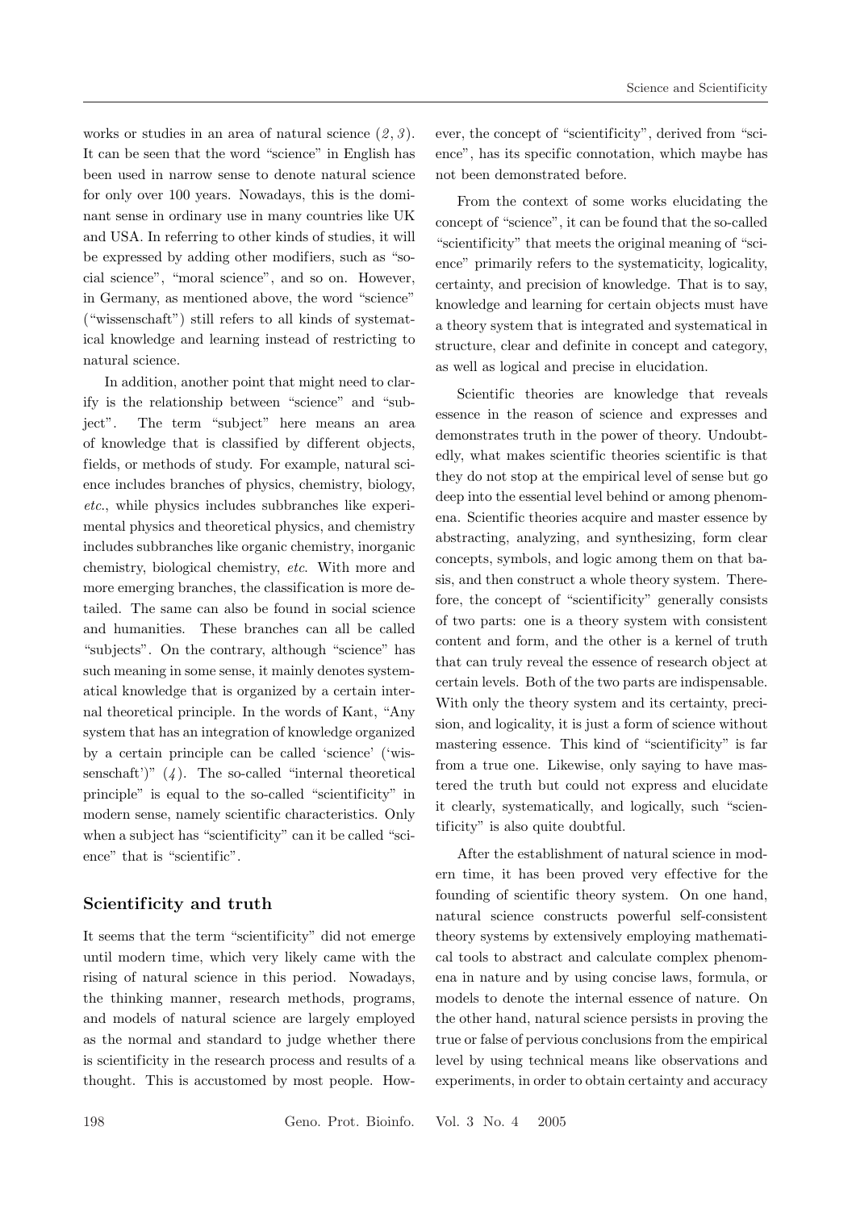works or studies in an area of natural science (*2*, *3*). It can be seen that the word "science" in English has been used in narrow sense to denote natural science for only over 100 years. Nowadays, this is the dominant sense in ordinary use in many countries like UK and USA. In referring to other kinds of studies, it will be expressed by adding other modifiers, such as "social science", "moral science", and so on. However, in Germany, as mentioned above, the word "science" ("wissenschaft") still refers to all kinds of systematical knowledge and learning instead of restricting to natural science.

In addition, another point that might need to clarify is the relationship between "science" and "subject". The term "subject" here means an area of knowledge that is classified by different objects, fields, or methods of study. For example, natural science includes branches of physics, chemistry, biology, *etc*., while physics includes subbranches like experimental physics and theoretical physics, and chemistry includes subbranches like organic chemistry, inorganic chemistry, biological chemistry, *etc*. With more and more emerging branches, the classification is more detailed. The same can also be found in social science and humanities. These branches can all be called "subjects". On the contrary, although "science" has such meaning in some sense, it mainly denotes systematical knowledge that is organized by a certain internal theoretical principle. In the words of Kant, "Any system that has an integration of knowledge organized by a certain principle can be called 'science' ('wissenschaft')" (*4*). The so-called "internal theoretical principle" is equal to the so-called "scientificity" in modern sense, namely scientific characteristics. Only when a subject has "scientificity" can it be called "science" that is "scientific".

## Scientificity and truth

It seems that the term "scientificity" did not emerge until modern time, which very likely came with the rising of natural science in this period. Nowadays, the thinking manner, research methods, programs, and models of natural science are largely employed as the normal and standard to judge whether there is scientificity in the research process and results of a thought. This is accustomed by most people. However, the concept of "scientificity", derived from "science", has its specific connotation, which maybe has not been demonstrated before.

From the context of some works elucidating the concept of "science", it can be found that the so-called "scientificity" that meets the original meaning of "science" primarily refers to the systematicity, logicality, certainty, and precision of knowledge. That is to say, knowledge and learning for certain objects must have a theory system that is integrated and systematical in structure, clear and definite in concept and category, as well as logical and precise in elucidation.

Scientific theories are knowledge that reveals essence in the reason of science and expresses and demonstrates truth in the power of theory. Undoubtedly, what makes scientific theories scientific is that they do not stop at the empirical level of sense but go deep into the essential level behind or among phenomena. Scientific theories acquire and master essence by abstracting, analyzing, and synthesizing, form clear concepts, symbols, and logic among them on that basis, and then construct a whole theory system. Therefore, the concept of "scientificity" generally consists of two parts: one is a theory system with consistent content and form, and the other is a kernel of truth that can truly reveal the essence of research object at certain levels. Both of the two parts are indispensable. With only the theory system and its certainty, precision, and logicality, it is just a form of science without mastering essence. This kind of "scientificity" is far from a true one. Likewise, only saying to have mastered the truth but could not express and elucidate it clearly, systematically, and logically, such "scientificity" is also quite doubtful.

After the establishment of natural science in modern time, it has been proved very effective for the founding of scientific theory system. On one hand, natural science constructs powerful self-consistent theory systems by extensively employing mathematical tools to abstract and calculate complex phenomena in nature and by using concise laws, formula, or models to denote the internal essence of nature. On the other hand, natural science persists in proving the true or false of pervious conclusions from the empirical level by using technical means like observations and experiments, in order to obtain certainty and accuracy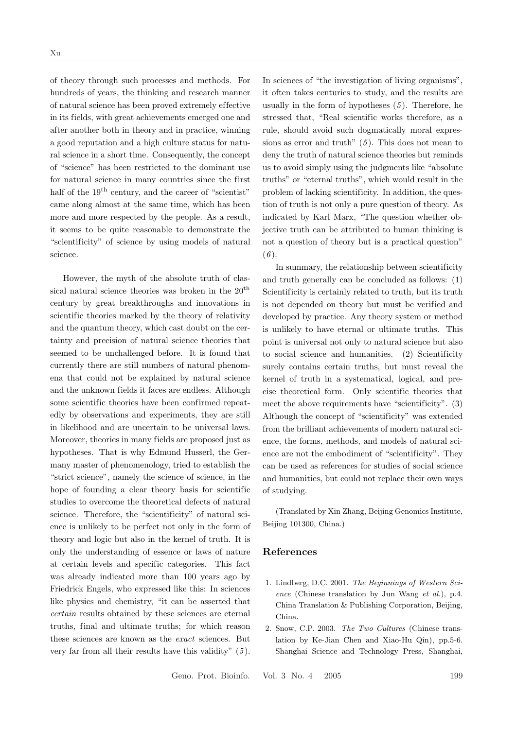of theory through such processes and methods. For hundreds of years, the thinking and research manner of natural science has been proved extremely effective in its fields, with great achievements emerged one and after another both in theory and in practice, winning a good reputation and a high culture status for natural science in a short time. Consequently, the concept of "science" has been restricted to the dominant use for natural science in many countries since the first half of the $19^{\text{th}}$ century, and the career of "scientist" came along almost at the same time, which has been more and more respected by the people. As a result, it seems to be quite reasonable to demonstrate the "scientificity" of science by using models of natural science.

However, the myth of the absolute truth of classical natural science theories was broken in the $20^{\text{th}}$ century by great breakthroughs and innovations in scientific theories marked by the theory of relativity and the quantum theory, which cast doubt on the certainty and precision of natural science theories that seemed to be unchallenged before. It is found that currently there are still numbers of natural phenomena that could not be explained by natural science and the unknown fields it faces are endless. Although some scientific theories have been confirmed repeatedly by observations and experiments, they are still in likelihood and are uncertain to be universal laws. Moreover, theories in many fields are proposed just as hypotheses. That is why Edmund Husserl, the Germany master of phenomenology, tried to establish the "strict science", namely the science of science, in the hope of founding a clear theory basis for scientific studies to overcome the theoretical defects of natural science. Therefore, the "scientificity" of natural science is unlikely to be perfect not only in the form of theory and logic but also in the kernel of truth. It is only the understanding of essence or laws of nature at certain levels and specific categories. This fact was already indicated more than 100 years ago by Friedrick Engels, who expressed like this: In sciences like physics and chemistry, "it can be asserted that *certain* results obtained by these sciences are eternal truths, final and ultimate truths; for which reason these sciences are known as the *exact* sciences. But very far from all their results have this validity" (*5*). In sciences of "the investigation of living organisms", it often takes centuries to study, and the results are usually in the form of hypotheses (*5*). Therefore, he stressed that, "Real scientific works therefore, as a rule, should avoid such dogmatically moral expressions as error and truth" (*5*). This does not mean to deny the truth of natural science theories but reminds us to avoid simply using the judgments like "absolute truths" or "eternal truths", which would result in the problem of lacking scientificity. In addition, the question of truth is not only a pure question of theory. As indicated by Karl Marx, "The question whether objective truth can be attributed to human thinking is not a question of theory but is a practical question" (*6*).

In summary, the relationship between scientificity and truth generally can be concluded as follows: (1) Scientificity is certainly related to truth, but its truth is not depended on theory but must be verified and developed by practice. Any theory system or method is unlikely to have eternal or ultimate truths. This point is universal not only to natural science but also to social science and humanities. (2) Scientificity surely contains certain truths, but must reveal the kernel of truth in a systematical, logical, and precise theoretical form. Only scientific theories that meet the above requirements have "scientificity". (3) Although the concept of "scientificity" was extended from the brilliant achievements of modern natural science, the forms, methods, and models of natural science are not the embodiment of "scientificity". They can be used as references for studies of social science and humanities, but could not replace their own ways of studying.

(Translated by Xin Zhang, Beijing Genomics Institute, Beijing 101300, China.)

## References

1. Lindberg, D.C. 2001. *The Beginnings of Western Science* (Chinese translation by Jun Wang *et al.*), p.4. China Translation & Publishing Corporation, Beijing, China.
2. Snow, C.P. 2003. *The Two Cultures* (Chinese translation by Ke-Jian Chen and Xiao-Hu Qin), pp.5-6. Shanghai Science and Technology Press, Shanghai,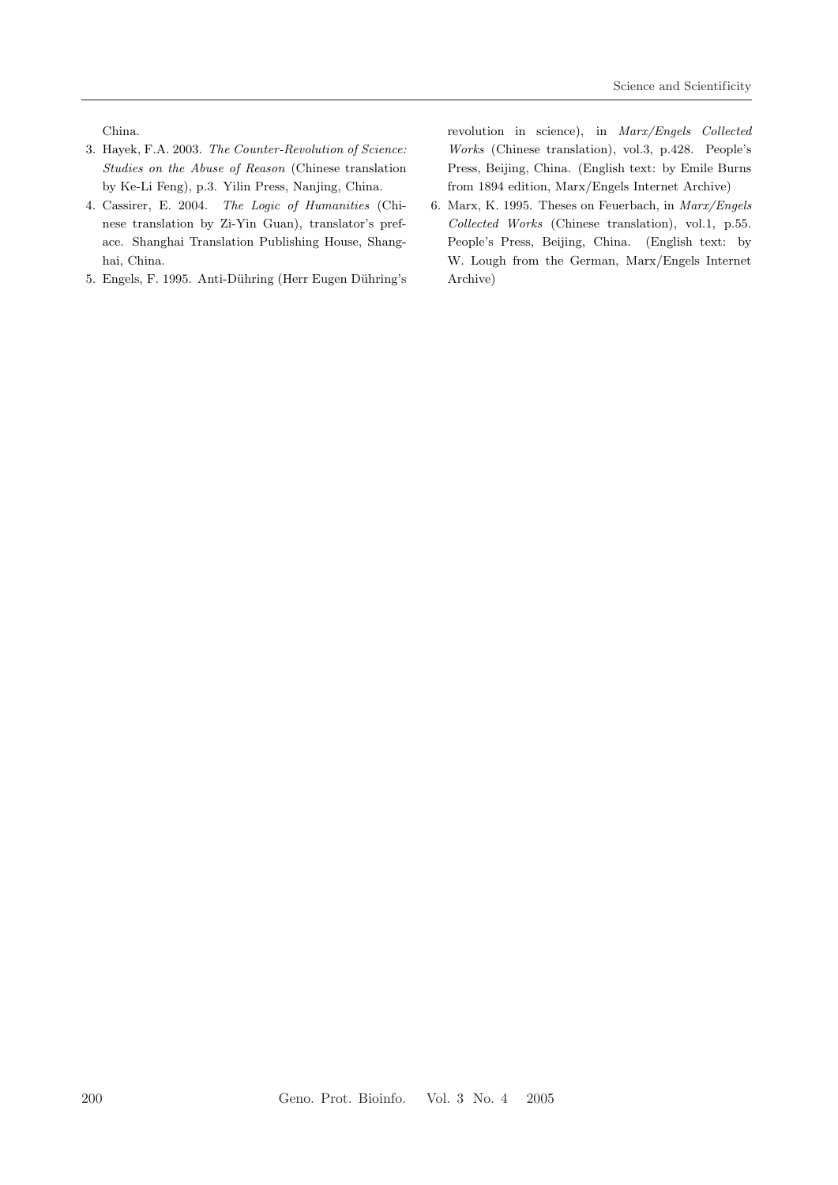China.

3. Hayek, F.A. 2003. *The Counter-Revolution of Science: Studies on the Abuse of Reason* (Chinese translation by Ke-Li Feng), p.3. Yilin Press, Nanjing, China.
4. Cassirer, E. 2004. *The Logic of Humanities* (Chinese translation by Zi-Yin Guan), translator's preface. Shanghai Translation Publishing House, Shanghai, China.
5. Engels, F. 1995. Anti-Dühring (Herr Eugen Dühring's revolution in science), in *Marx/Engels Collected Works* (Chinese translation), vol.3, p.428. People's Press, Beijing, China. (English text: by Emile Burns from 1894 edition, Marx/Engels Internet Archive)
6. Marx, K. 1995. Theses on Feuerbach, in *Marx/Engels Collected Works* (Chinese translation), vol.1, p.55. People's Press, Beijing, China. (English text: by W. Lough from the German, Marx/Engels Internet Archive)